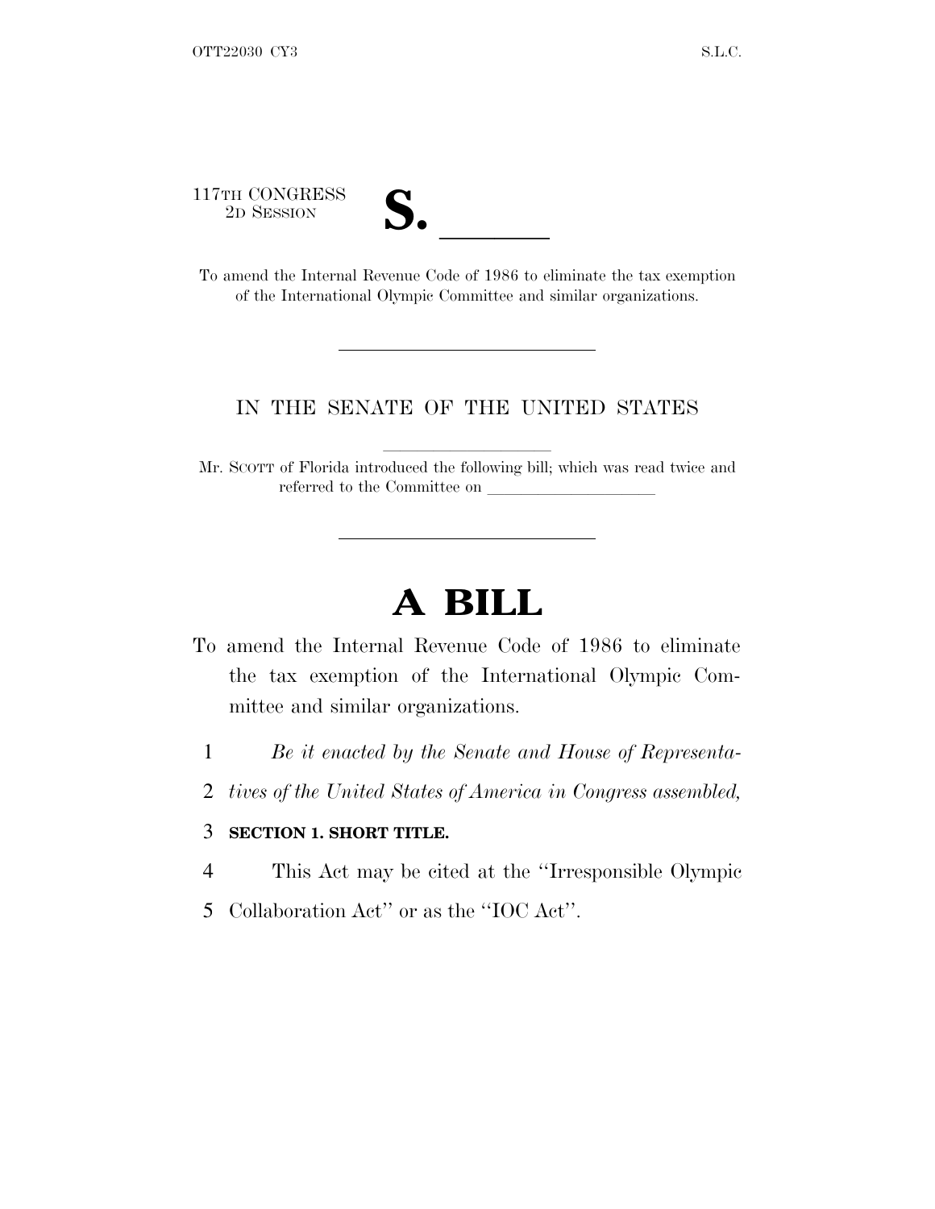117TH CONGRESS
2D SESSION

**S. \_\_\_\_\_\_**

To amend the Internal Revenue Code of 1986 to eliminate the tax exemption of the International Olympic Committee and similar organizations.

---

IN THE SENATE OF THE UNITED STATES

Mr. SCOTT of Florida introduced the following bill; which was read twice and referred to the Committee on \_\_\_\_\_\_\_\_\_\_\_\_\_\_\_\_\_\_\_\_

---

# A BILL

To amend the Internal Revenue Code of 1986 to eliminate the tax exemption of the International Olympic Committee and similar organizations.

1 *Be it enacted by the Senate and House of Representa-*
2 *tives of the United States of America in Congress assembled,*

3 **SECTION 1. SHORT TITLE.**

4 This Act may be cited at the ''Irresponsible Olympic
5 Collaboration Act'' or as the ''IOC Act''.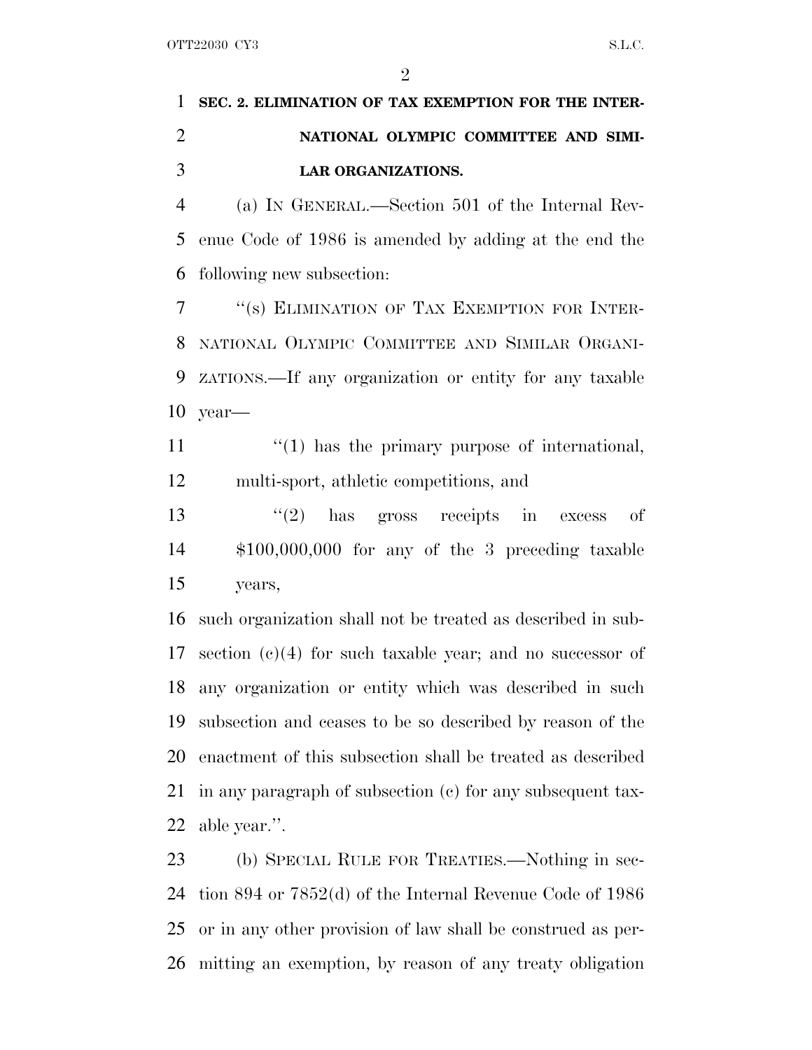**SEC. 2. ELIMINATION OF TAX EXEMPTION FOR THE INTERNATIONAL OLYMPIC COMMITTEE AND SIMILAR ORGANIZATIONS.**

(a) IN GENERAL.—Section 501 of the Internal Revenue Code of 1986 is amended by adding at the end the following new subsection:

"(s) ELIMINATION OF TAX EXEMPTION FOR INTERNATIONAL OLYMPIC COMMITTEE AND SIMILAR ORGANIZATIONS.—If any organization or entity for any taxable year—

"(1) has the primary purpose of international, multi-sport, athletic competitions, and

"(2) has gross receipts in excess of $100,000,000 for any of the 3 preceding taxable years,

such organization shall not be treated as described in subsection (c)(4) for such taxable year; and no successor of any organization or entity which was described in such subsection and ceases to be so described by reason of the enactment of this subsection shall be treated as described in any paragraph of subsection (c) for any subsequent taxable year.".

(b) SPECIAL RULE FOR TREATIES.—Nothing in section 894 or 7852(d) of the Internal Revenue Code of 1986 or in any other provision of law shall be construed as permitting an exemption, by reason of any treaty obligation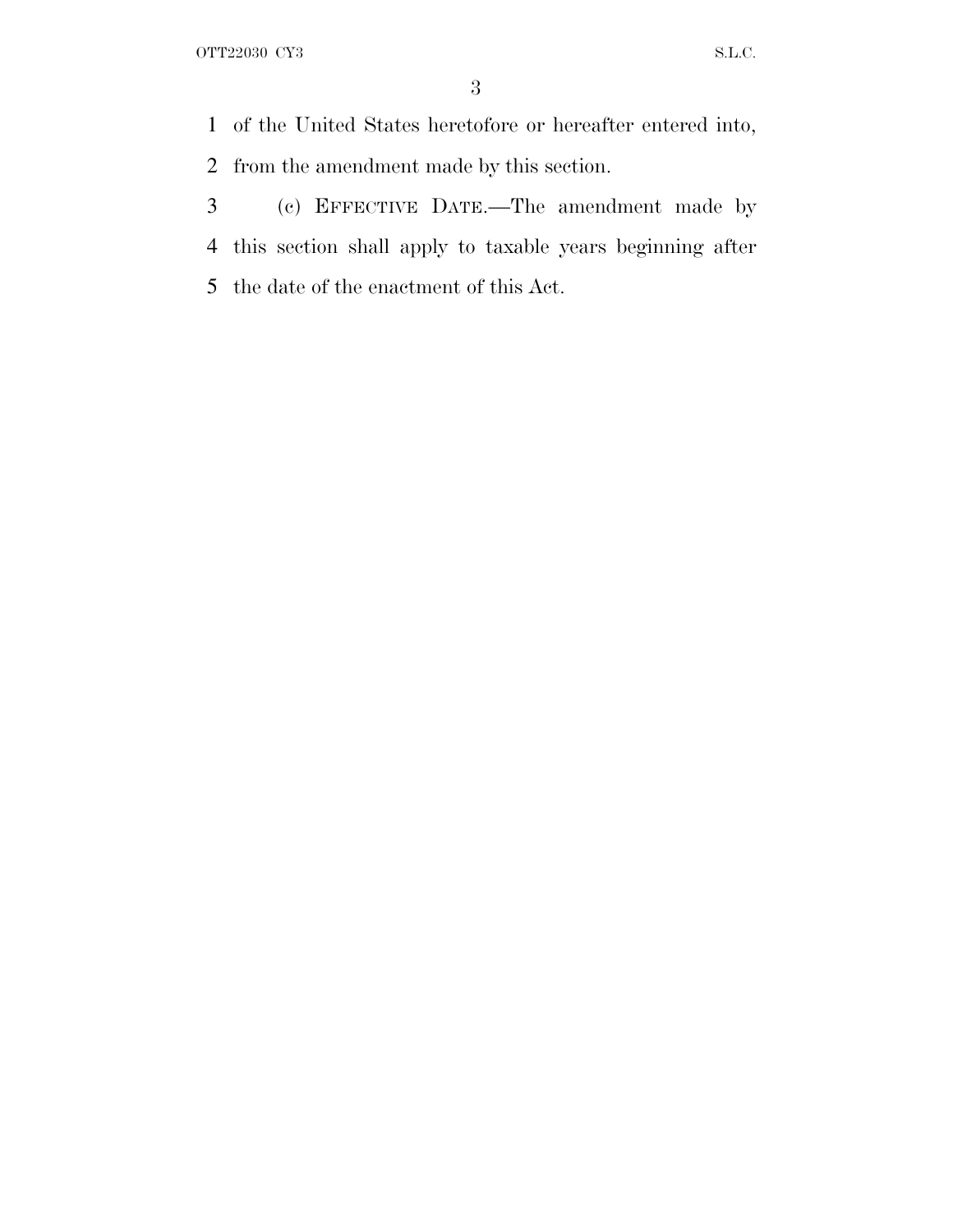of the United States heretofore or hereafter entered into, from the amendment made by this section.

(c) EFFECTIVE DATE.—The amendment made by this section shall apply to taxable years beginning after the date of the enactment of this Act.